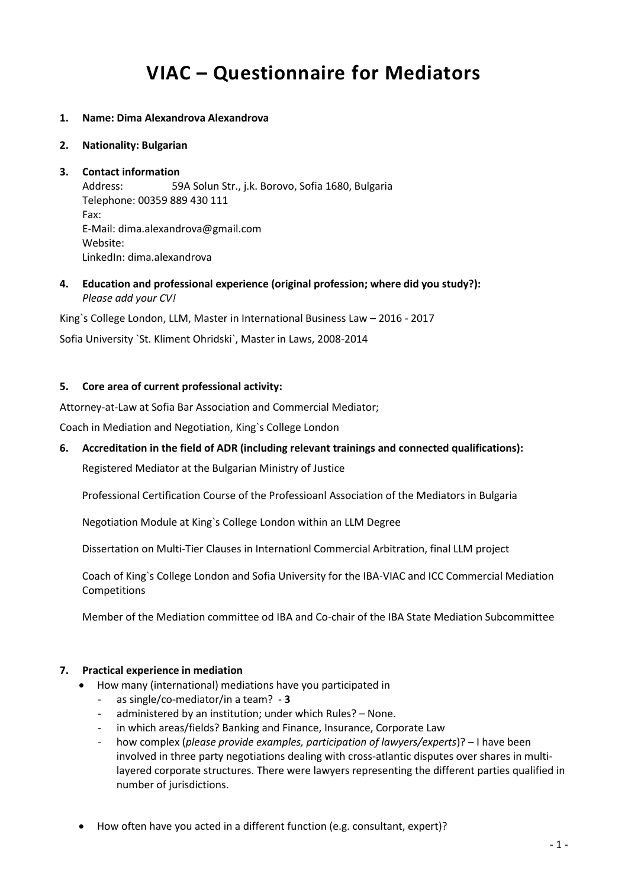# VIAC – Questionnaire for Mediators

1. **Name: Dima Alexandrova Alexandrova**

2. **Nationality: Bulgarian**

3. **Contact information**
   Address: 59A Solun Str., j.k. Borovo, Sofia 1680, Bulgaria
   Telephone: 00359 889 430 111
   Fax:
   E-Mail: dima.alexandrova@gmail.com
   Website:
   LinkedIn: dima.alexandrova

4. **Education and professional experience (original profession; where did you study?):**
   *Please add your CV!*

King`s College London, LLM, Master in International Business Law – 2016 - 2017

Sofia University `St. Kliment Ohridski`, Master in Laws, 2008-2014

5. **Core area of current professional activity:**

Attorney-at-Law at Sofia Bar Association and Commercial Mediator;

Coach in Mediation and Negotiation, King`s College London

6. **Accreditation in the field of ADR (including relevant trainings and connected qualifications):**

   Registered Mediator at the Bulgarian Ministry of Justice

   Professional Certification Course of the Professioanl Association of the Mediators in Bulgaria

   Negotiation Module at King`s College London within an LLM Degree

   Dissertation on Multi-Tier Clauses in Internationl Commercial Arbitration, final LLM project

   Coach of King`s College London and Sofia University for the IBA-VIAC and ICC Commercial Mediation Competitions

   Member of the Mediation committee od IBA and Co-chair of the IBA State Mediation Subcommittee

7. **Practical experience in mediation**
   - How many (international) mediations have you participated in
     - as single/co-mediator/in a team? - **3**
     - administered by an institution; under which Rules? – None.
     - in which areas/fields? Banking and Finance, Insurance, Corporate Law
     - how complex (*please provide examples, participation of lawyers/experts*)? – I have been involved in three party negotiations dealing with cross-atlantic disputes over shares in multi-layered corporate structures. There were lawyers representing the different parties qualified in number of jurisdictions.
   - How often have you acted in a different function (e.g. consultant, expert)?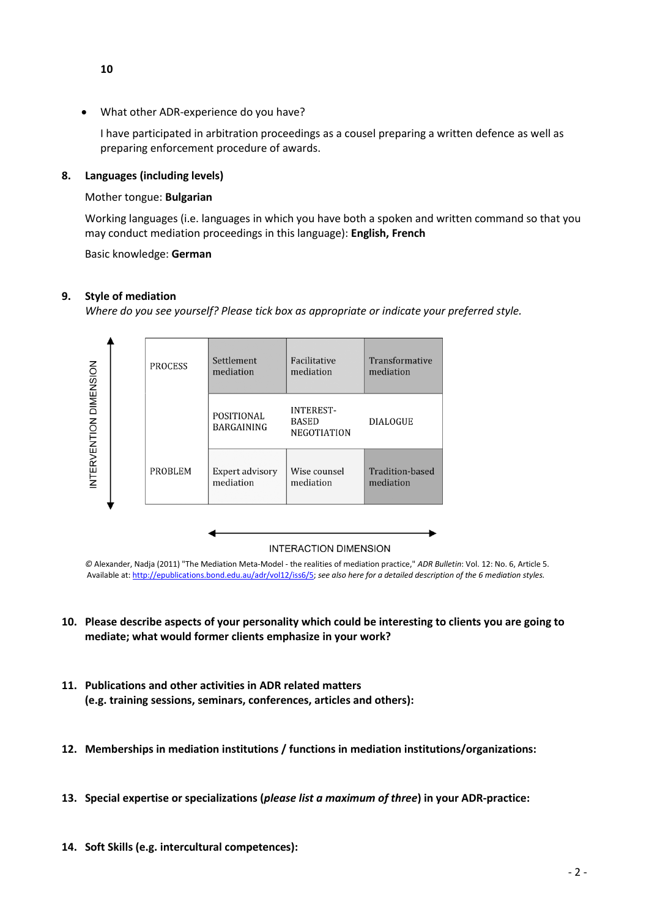10

- What other ADR-experience do you have?

  I have participated in arbitration proceedings as a cousel preparing a written defence as well as preparing enforcement procedure of awards.

**8. Languages (including levels)**

Mother tongue: **Bulgarian**

Working languages (i.e. languages in which you have both a spoken and written command so that you may conduct mediation proceedings in this language): **English, French**

Basic knowledge: **German**

**9. Style of mediation**

*Where do you see yourself? Please tick box as appropriate or indicate your preferred style.*

INTERVENTION DIMENSION

| | | | |
|---|---|---|---|
| PROCESS | Settlement mediation | Facilitative mediation | Transformative mediation |
| | POSITIONAL BARGAINING | INTEREST-BASED NEGOTIATION | DIALOGUE |
| PROBLEM | Expert advisory mediation | Wise counsel mediation | Tradition-based mediation |

INTERACTION DIMENSION

© Alexander, Nadja (2011) "The Mediation Meta-Model - the realities of mediation practice," *ADR Bulletin*: Vol. 12: No. 6, Article 5. Available at: http://epublications.bond.edu.au/adr/vol12/iss6/5; *see also here for a detailed description of the 6 mediation styles.*

**10. Please describe aspects of your personality which could be interesting to clients you are going to mediate; what would former clients emphasize in your work?**

**11. Publications and other activities in ADR related matters (e.g. training sessions, seminars, conferences, articles and others):**

**12. Memberships in mediation institutions / functions in mediation institutions/organizations:**

**13. Special expertise or specializations (*please list a maximum of three*) in your ADR-practice:**

**14. Soft Skills (e.g. intercultural competences):**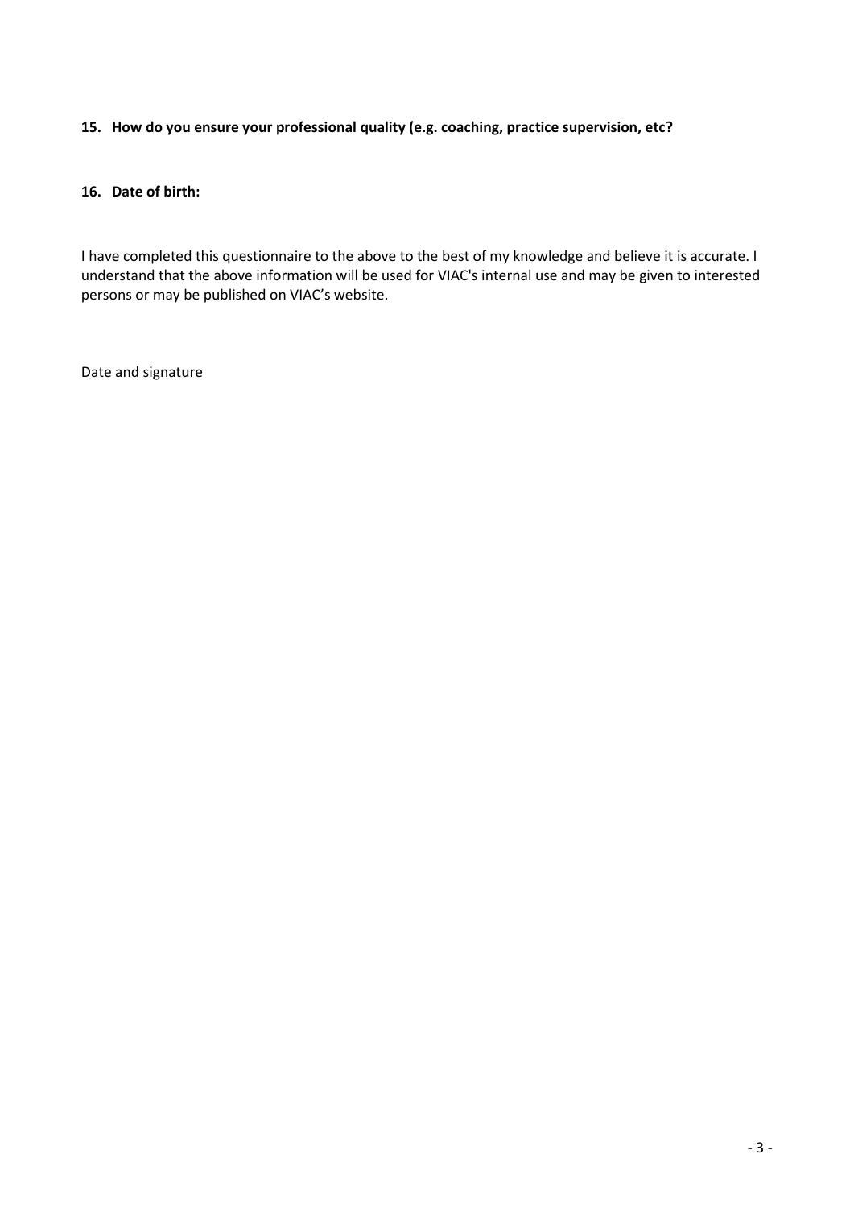**15. How do you ensure your professional quality (e.g. coaching, practice supervision, etc?**

**16. Date of birth:**

I have completed this questionnaire to the above to the best of my knowledge and believe it is accurate. I understand that the above information will be used for VIAC's internal use and may be given to interested persons or may be published on VIAC's website.

Date and signature